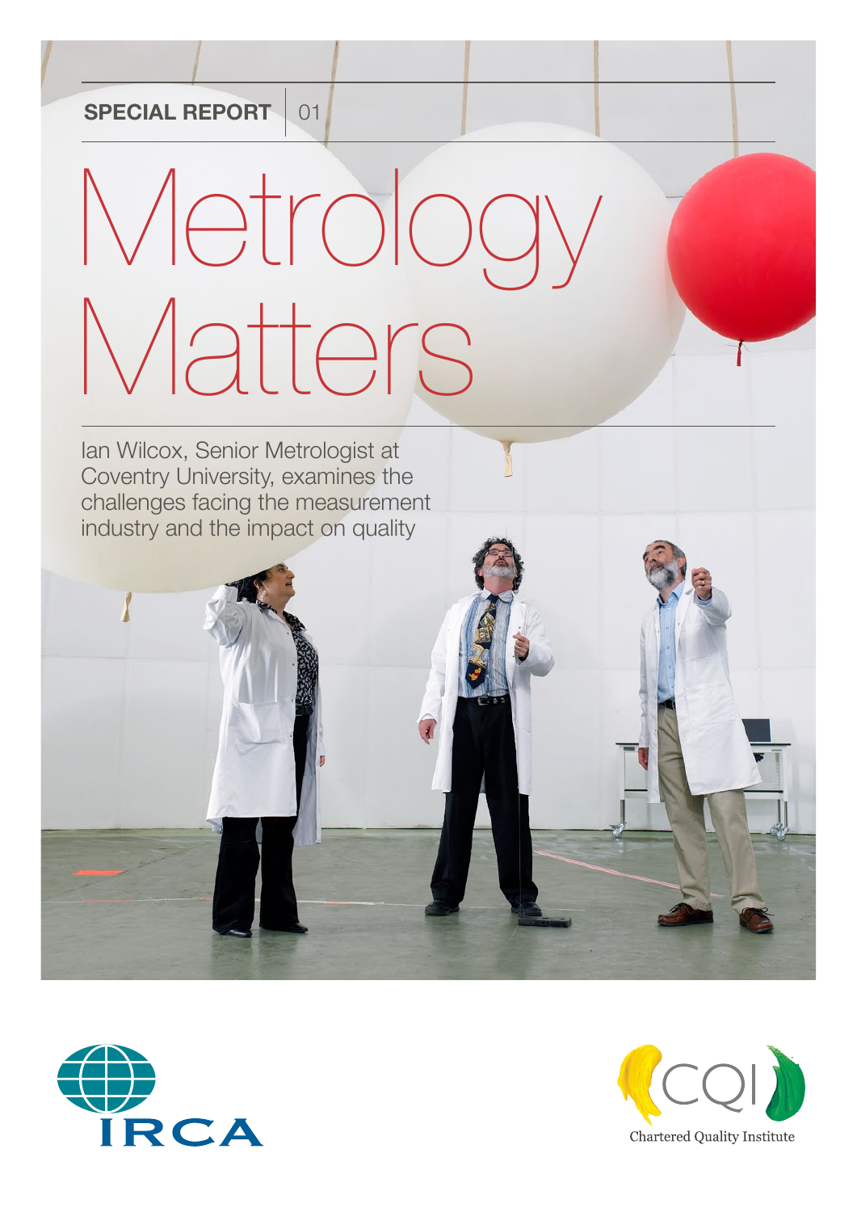**SPECIAL REPORT** | 01

# Metrology Matters

Ian Wilcox, Senior Metrologist at Coventry University, examines the challenges facing the measurement industry and the impact on quality

IRCA

CQI Chartered Quality Institute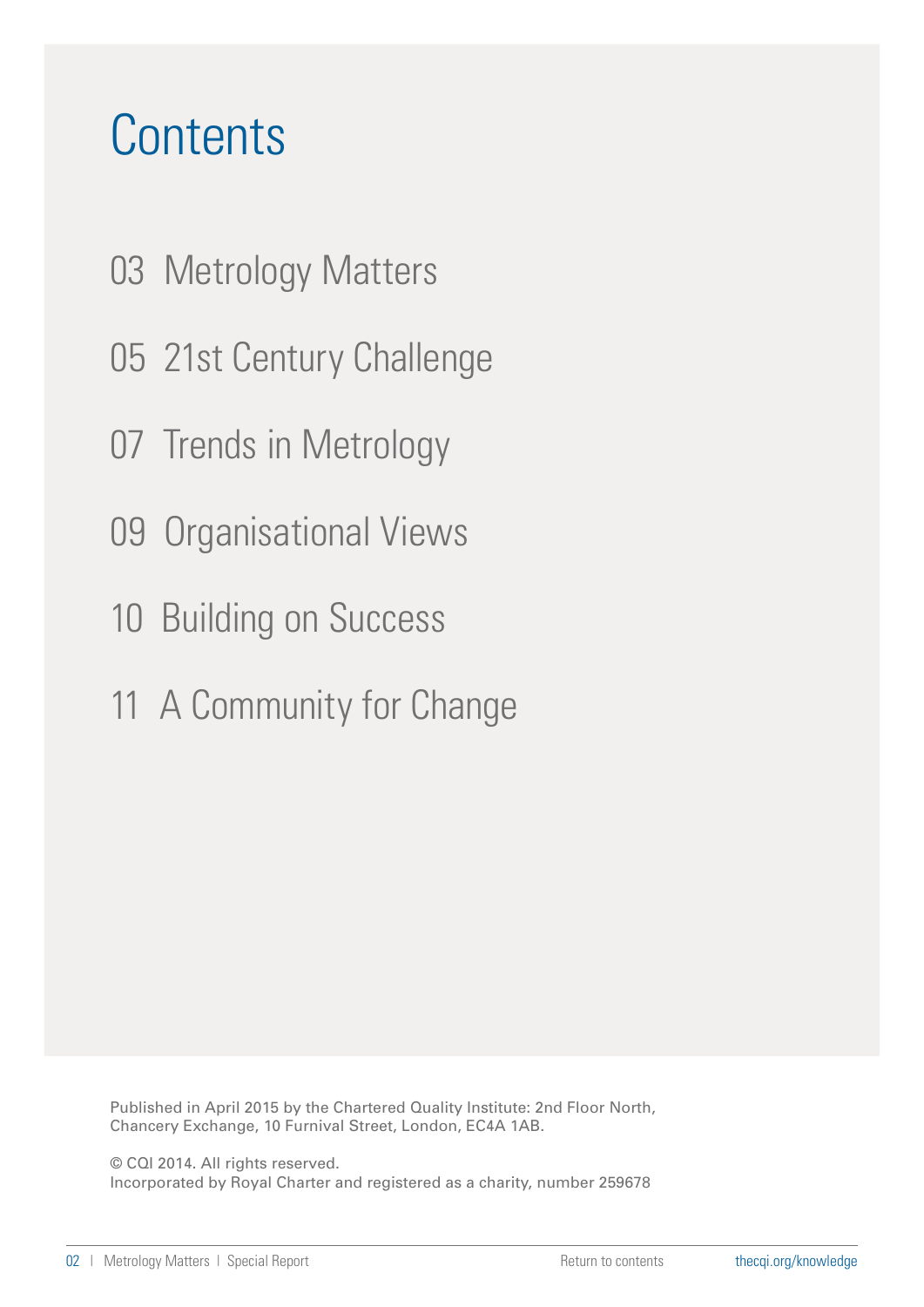# Contents

03 Metrology Matters

05 21st Century Challenge

07 Trends in Metrology

09 Organisational Views

10 Building on Success

11 A Community for Change

Published in April 2015 by the Chartered Quality Institute: 2nd Floor North, Chancery Exchange, 10 Furnival Street, London, EC4A 1AB.

© CQI 2014. All rights reserved.
Incorporated by Royal Charter and registered as a charity, number 259678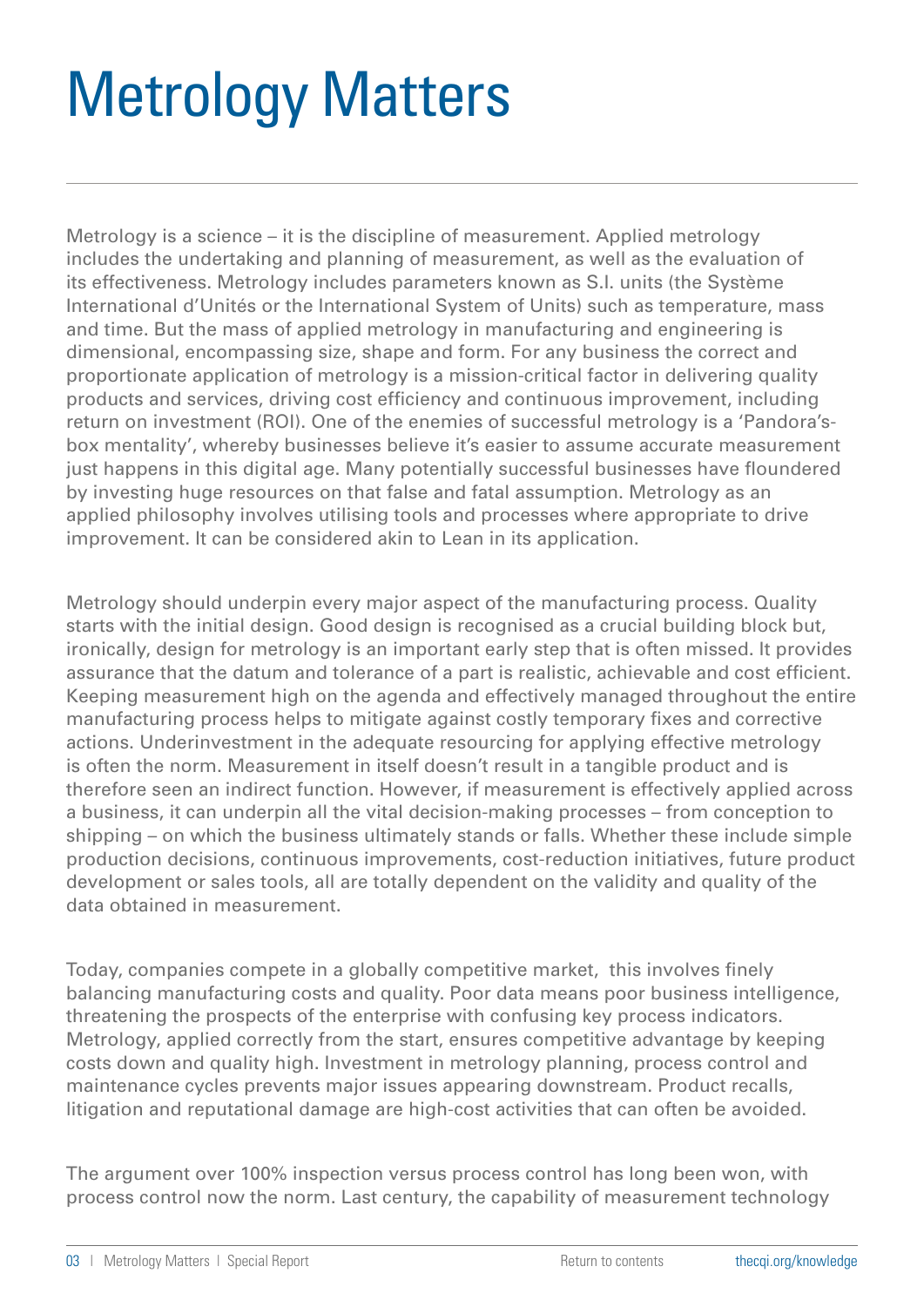# Metrology Matters

Metrology is a science – it is the discipline of measurement. Applied metrology includes the undertaking and planning of measurement, as well as the evaluation of its effectiveness. Metrology includes parameters known as S.I. units (the Système International d'Unités or the International System of Units) such as temperature, mass and time. But the mass of applied metrology in manufacturing and engineering is dimensional, encompassing size, shape and form. For any business the correct and proportionate application of metrology is a mission-critical factor in delivering quality products and services, driving cost efficiency and continuous improvement, including return on investment (ROI). One of the enemies of successful metrology is a 'Pandora's-box mentality', whereby businesses believe it's easier to assume accurate measurement just happens in this digital age. Many potentially successful businesses have floundered by investing huge resources on that false and fatal assumption. Metrology as an applied philosophy involves utilising tools and processes where appropriate to drive improvement. It can be considered akin to Lean in its application.

Metrology should underpin every major aspect of the manufacturing process. Quality starts with the initial design. Good design is recognised as a crucial building block but, ironically, design for metrology is an important early step that is often missed. It provides assurance that the datum and tolerance of a part is realistic, achievable and cost efficient. Keeping measurement high on the agenda and effectively managed throughout the entire manufacturing process helps to mitigate against costly temporary fixes and corrective actions. Underinvestment in the adequate resourcing for applying effective metrology is often the norm. Measurement in itself doesn't result in a tangible product and is therefore seen an indirect function. However, if measurement is effectively applied across a business, it can underpin all the vital decision-making processes – from conception to shipping – on which the business ultimately stands or falls. Whether these include simple production decisions, continuous improvements, cost-reduction initiatives, future product development or sales tools, all are totally dependent on the validity and quality of the data obtained in measurement.

Today, companies compete in a globally competitive market, this involves finely balancing manufacturing costs and quality. Poor data means poor business intelligence, threatening the prospects of the enterprise with confusing key process indicators. Metrology, applied correctly from the start, ensures competitive advantage by keeping costs down and quality high. Investment in metrology planning, process control and maintenance cycles prevents major issues appearing downstream. Product recalls, litigation and reputational damage are high-cost activities that can often be avoided.

The argument over 100% inspection versus process control has long been won, with process control now the norm. Last century, the capability of measurement technology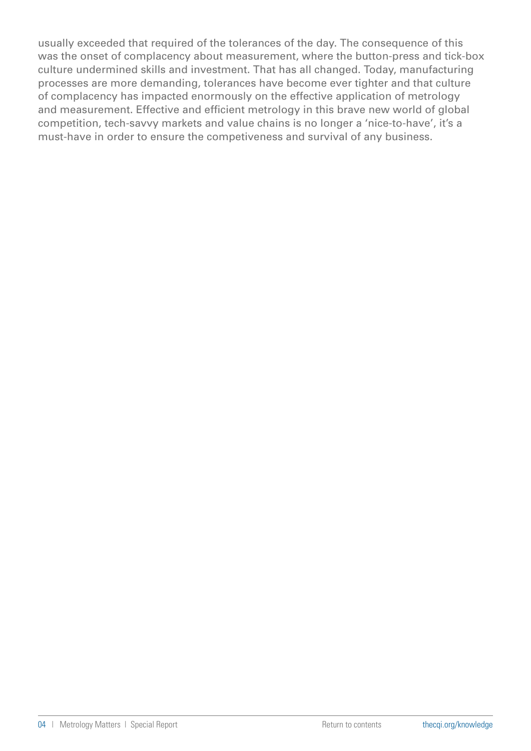usually exceeded that required of the tolerances of the day. The consequence of this was the onset of complacency about measurement, where the button-press and tick-box culture undermined skills and investment. That has all changed. Today, manufacturing processes are more demanding, tolerances have become ever tighter and that culture of complacency has impacted enormously on the effective application of metrology and measurement. Effective and efficient metrology in this brave new world of global competition, tech-savvy markets and value chains is no longer a 'nice-to-have', it's a must-have in order to ensure the competiveness and survival of any business.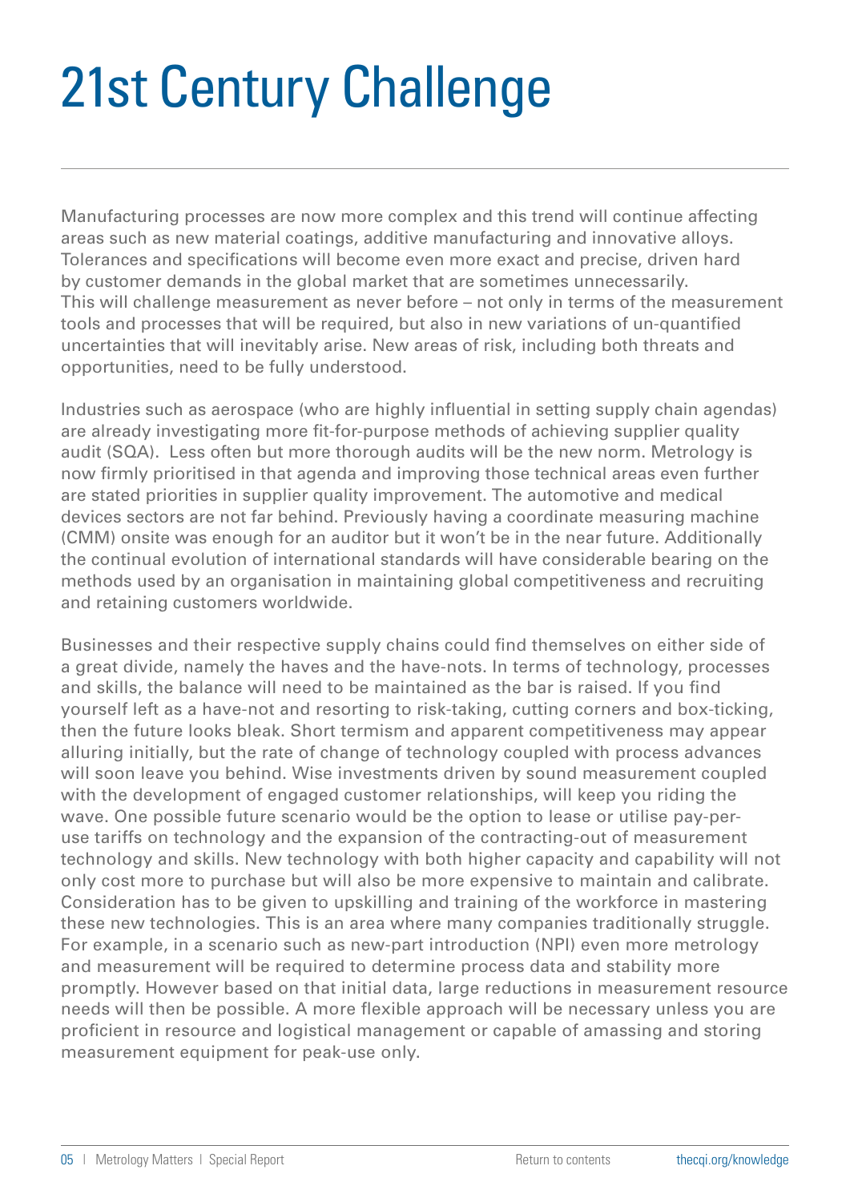# 21st Century Challenge

Manufacturing processes are now more complex and this trend will continue affecting areas such as new material coatings, additive manufacturing and innovative alloys. Tolerances and specifications will become even more exact and precise, driven hard by customer demands in the global market that are sometimes unnecessarily. This will challenge measurement as never before – not only in terms of the measurement tools and processes that will be required, but also in new variations of un-quantified uncertainties that will inevitably arise. New areas of risk, including both threats and opportunities, need to be fully understood.

Industries such as aerospace (who are highly influential in setting supply chain agendas) are already investigating more fit-for-purpose methods of achieving supplier quality audit (SQA). Less often but more thorough audits will be the new norm. Metrology is now firmly prioritised in that agenda and improving those technical areas even further are stated priorities in supplier quality improvement. The automotive and medical devices sectors are not far behind. Previously having a coordinate measuring machine (CMM) onsite was enough for an auditor but it won't be in the near future. Additionally the continual evolution of international standards will have considerable bearing on the methods used by an organisation in maintaining global competitiveness and recruiting and retaining customers worldwide.

Businesses and their respective supply chains could find themselves on either side of a great divide, namely the haves and the have-nots. In terms of technology, processes and skills, the balance will need to be maintained as the bar is raised. If you find yourself left as a have-not and resorting to risk-taking, cutting corners and box-ticking, then the future looks bleak. Short termism and apparent competitiveness may appear alluring initially, but the rate of change of technology coupled with process advances will soon leave you behind. Wise investments driven by sound measurement coupled with the development of engaged customer relationships, will keep you riding the wave. One possible future scenario would be the option to lease or utilise pay-per-use tariffs on technology and the expansion of the contracting-out of measurement technology and skills. New technology with both higher capacity and capability will not only cost more to purchase but will also be more expensive to maintain and calibrate. Consideration has to be given to upskilling and training of the workforce in mastering these new technologies. This is an area where many companies traditionally struggle. For example, in a scenario such as new-part introduction (NPI) even more metrology and measurement will be required to determine process data and stability more promptly. However based on that initial data, large reductions in measurement resource needs will then be possible. A more flexible approach will be necessary unless you are proficient in resource and logistical management or capable of amassing and storing measurement equipment for peak-use only.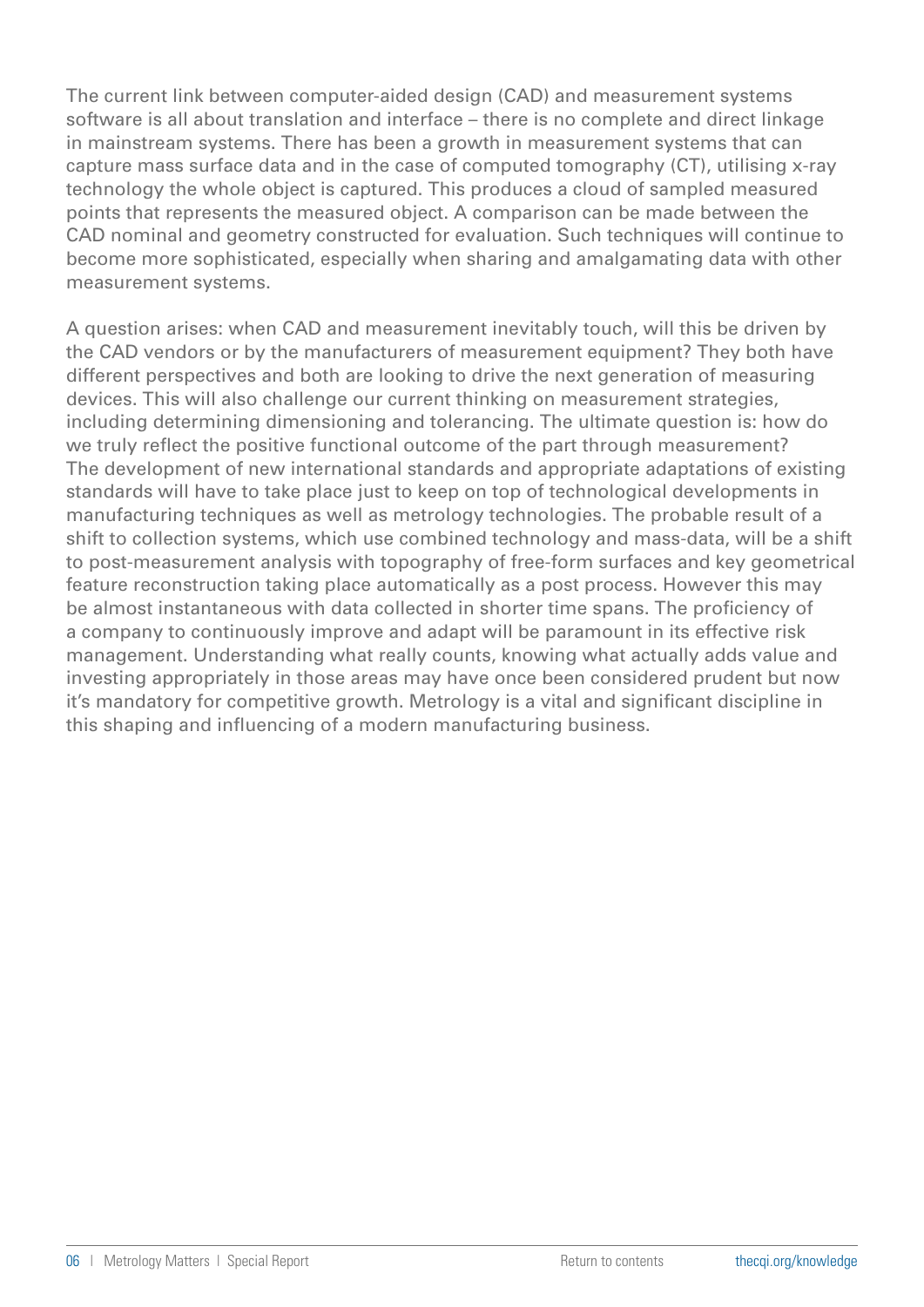The current link between computer-aided design (CAD) and measurement systems software is all about translation and interface – there is no complete and direct linkage in mainstream systems. There has been a growth in measurement systems that can capture mass surface data and in the case of computed tomography (CT), utilising x-ray technology the whole object is captured. This produces a cloud of sampled measured points that represents the measured object. A comparison can be made between the CAD nominal and geometry constructed for evaluation. Such techniques will continue to become more sophisticated, especially when sharing and amalgamating data with other measurement systems.

A question arises: when CAD and measurement inevitably touch, will this be driven by the CAD vendors or by the manufacturers of measurement equipment? They both have different perspectives and both are looking to drive the next generation of measuring devices. This will also challenge our current thinking on measurement strategies, including determining dimensioning and tolerancing. The ultimate question is: how do we truly reflect the positive functional outcome of the part through measurement? The development of new international standards and appropriate adaptations of existing standards will have to take place just to keep on top of technological developments in manufacturing techniques as well as metrology technologies. The probable result of a shift to collection systems, which use combined technology and mass-data, will be a shift to post-measurement analysis with topography of free-form surfaces and key geometrical feature reconstruction taking place automatically as a post process. However this may be almost instantaneous with data collected in shorter time spans. The proficiency of a company to continuously improve and adapt will be paramount in its effective risk management. Understanding what really counts, knowing what actually adds value and investing appropriately in those areas may have once been considered prudent but now it's mandatory for competitive growth. Metrology is a vital and significant discipline in this shaping and influencing of a modern manufacturing business.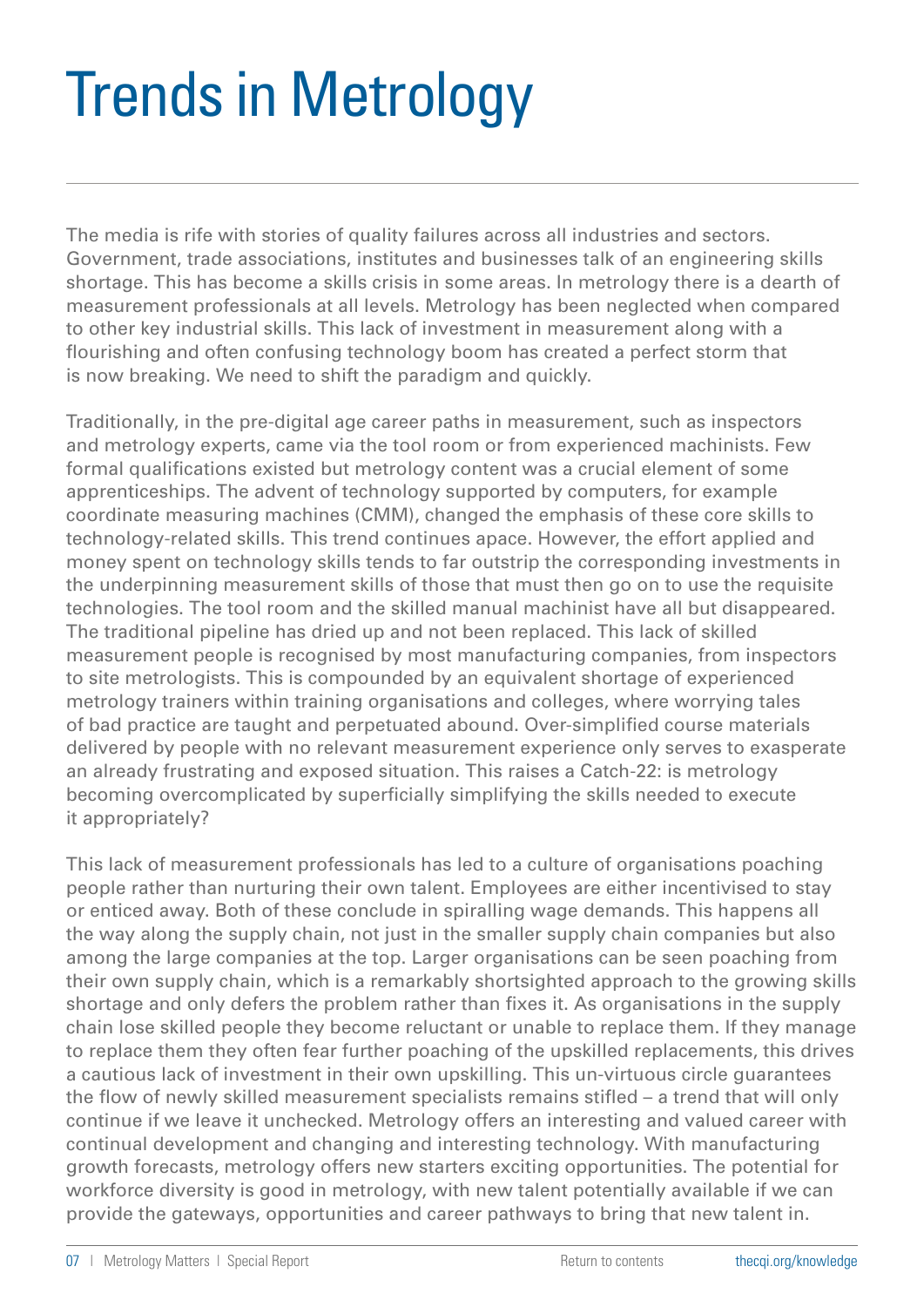# Trends in Metrology

The media is rife with stories of quality failures across all industries and sectors. Government, trade associations, institutes and businesses talk of an engineering skills shortage. This has become a skills crisis in some areas. In metrology there is a dearth of measurement professionals at all levels. Metrology has been neglected when compared to other key industrial skills. This lack of investment in measurement along with a flourishing and often confusing technology boom has created a perfect storm that is now breaking. We need to shift the paradigm and quickly.

Traditionally, in the pre-digital age career paths in measurement, such as inspectors and metrology experts, came via the tool room or from experienced machinists. Few formal qualifications existed but metrology content was a crucial element of some apprenticeships. The advent of technology supported by computers, for example coordinate measuring machines (CMM), changed the emphasis of these core skills to technology-related skills. This trend continues apace. However, the effort applied and money spent on technology skills tends to far outstrip the corresponding investments in the underpinning measurement skills of those that must then go on to use the requisite technologies. The tool room and the skilled manual machinist have all but disappeared. The traditional pipeline has dried up and not been replaced. This lack of skilled measurement people is recognised by most manufacturing companies, from inspectors to site metrologists. This is compounded by an equivalent shortage of experienced metrology trainers within training organisations and colleges, where worrying tales of bad practice are taught and perpetuated abound. Over-simplified course materials delivered by people with no relevant measurement experience only serves to exasperate an already frustrating and exposed situation. This raises a Catch-22: is metrology becoming overcomplicated by superficially simplifying the skills needed to execute it appropriately?

This lack of measurement professionals has led to a culture of organisations poaching people rather than nurturing their own talent. Employees are either incentivised to stay or enticed away. Both of these conclude in spiralling wage demands. This happens all the way along the supply chain, not just in the smaller supply chain companies but also among the large companies at the top. Larger organisations can be seen poaching from their own supply chain, which is a remarkably shortsighted approach to the growing skills shortage and only defers the problem rather than fixes it. As organisations in the supply chain lose skilled people they become reluctant or unable to replace them. If they manage to replace them they often fear further poaching of the upskilled replacements, this drives a cautious lack of investment in their own upskilling. This un-virtuous circle guarantees the flow of newly skilled measurement specialists remains stifled – a trend that will only continue if we leave it unchecked. Metrology offers an interesting and valued career with continual development and changing and interesting technology. With manufacturing growth forecasts, metrology offers new starters exciting opportunities. The potential for workforce diversity is good in metrology, with new talent potentially available if we can provide the gateways, opportunities and career pathways to bring that new talent in.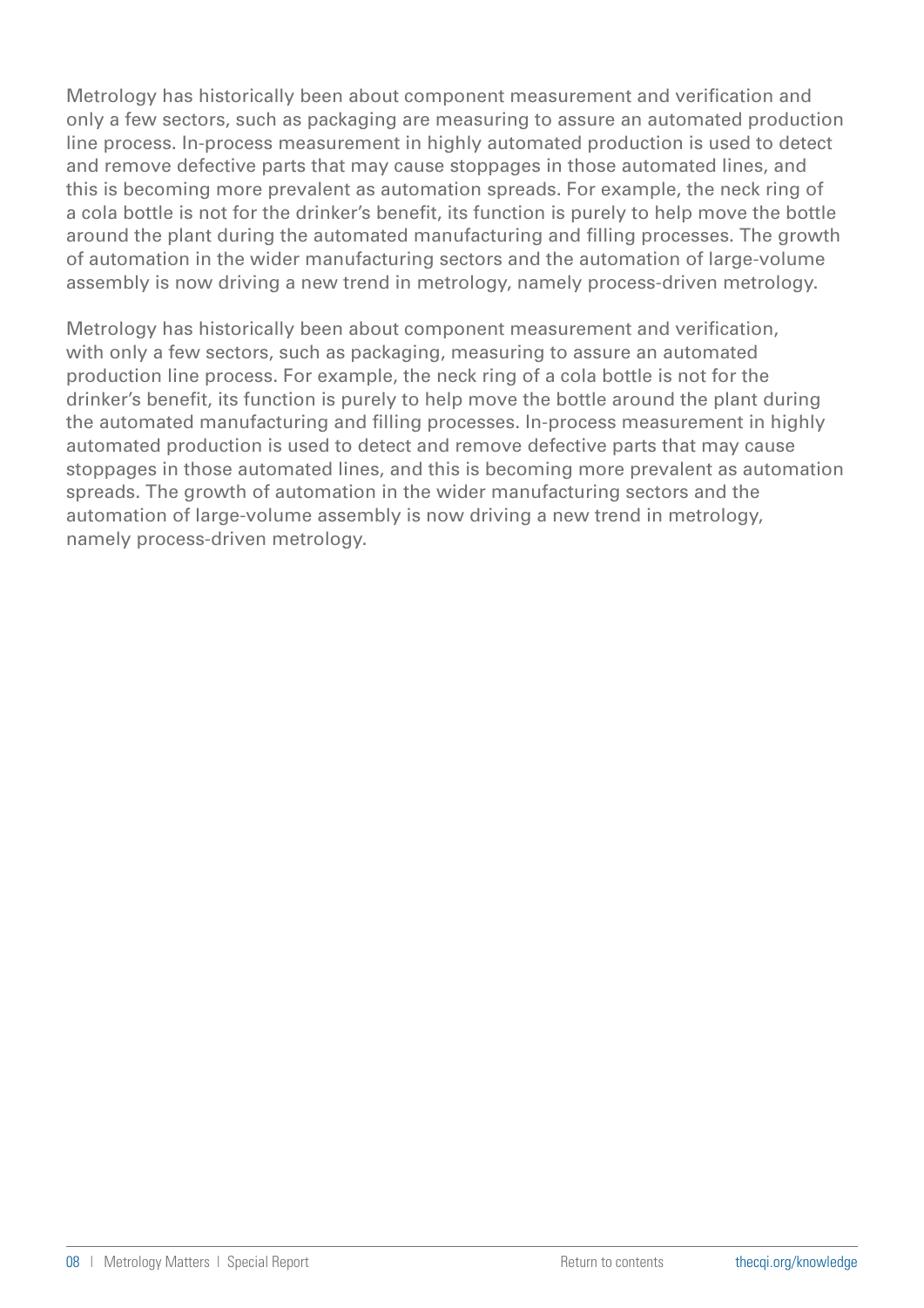Metrology has historically been about component measurement and verification and only a few sectors, such as packaging are measuring to assure an automated production line process. In-process measurement in highly automated production is used to detect and remove defective parts that may cause stoppages in those automated lines, and this is becoming more prevalent as automation spreads. For example, the neck ring of a cola bottle is not for the drinker's benefit, its function is purely to help move the bottle around the plant during the automated manufacturing and filling processes. The growth of automation in the wider manufacturing sectors and the automation of large-volume assembly is now driving a new trend in metrology, namely process-driven metrology.

Metrology has historically been about component measurement and verification, with only a few sectors, such as packaging, measuring to assure an automated production line process. For example, the neck ring of a cola bottle is not for the drinker's benefit, its function is purely to help move the bottle around the plant during the automated manufacturing and filling processes. In-process measurement in highly automated production is used to detect and remove defective parts that may cause stoppages in those automated lines, and this is becoming more prevalent as automation spreads. The growth of automation in the wider manufacturing sectors and the automation of large-volume assembly is now driving a new trend in metrology, namely process-driven metrology.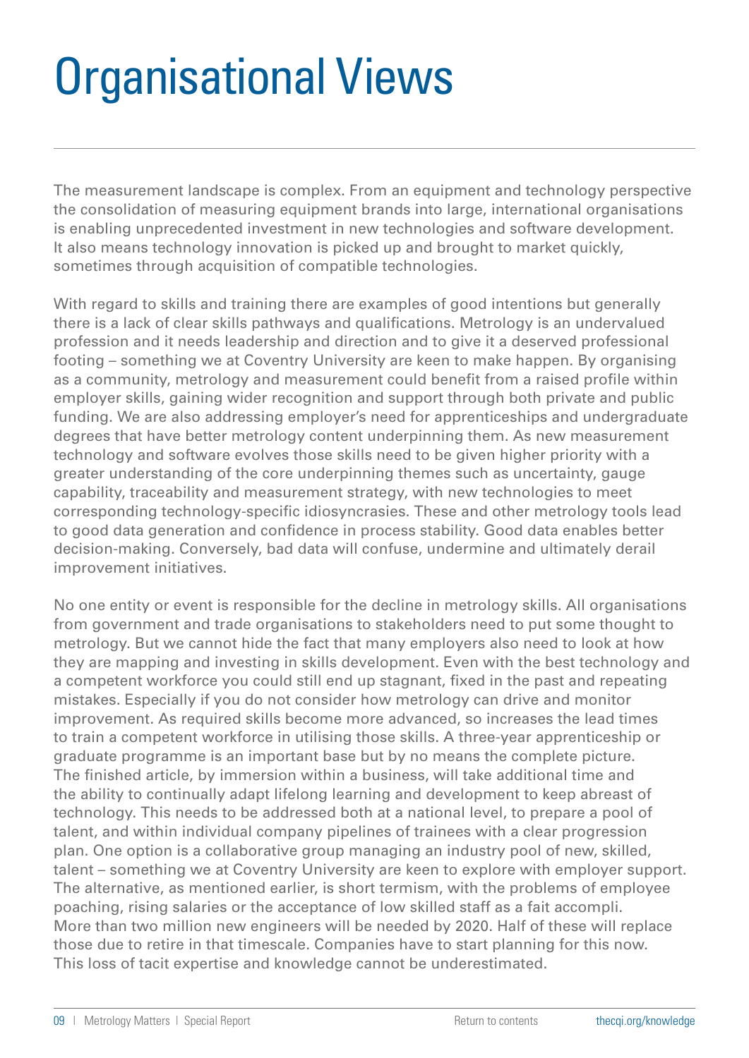# Organisational Views

The measurement landscape is complex. From an equipment and technology perspective the consolidation of measuring equipment brands into large, international organisations is enabling unprecedented investment in new technologies and software development. It also means technology innovation is picked up and brought to market quickly, sometimes through acquisition of compatible technologies.

With regard to skills and training there are examples of good intentions but generally there is a lack of clear skills pathways and qualifications. Metrology is an undervalued profession and it needs leadership and direction and to give it a deserved professional footing – something we at Coventry University are keen to make happen. By organising as a community, metrology and measurement could benefit from a raised profile within employer skills, gaining wider recognition and support through both private and public funding. We are also addressing employer's need for apprenticeships and undergraduate degrees that have better metrology content underpinning them. As new measurement technology and software evolves those skills need to be given higher priority with a greater understanding of the core underpinning themes such as uncertainty, gauge capability, traceability and measurement strategy, with new technologies to meet corresponding technology-specific idiosyncrasies. These and other metrology tools lead to good data generation and confidence in process stability. Good data enables better decision-making. Conversely, bad data will confuse, undermine and ultimately derail improvement initiatives.

No one entity or event is responsible for the decline in metrology skills. All organisations from government and trade organisations to stakeholders need to put some thought to metrology. But we cannot hide the fact that many employers also need to look at how they are mapping and investing in skills development. Even with the best technology and a competent workforce you could still end up stagnant, fixed in the past and repeating mistakes. Especially if you do not consider how metrology can drive and monitor improvement. As required skills become more advanced, so increases the lead times to train a competent workforce in utilising those skills. A three-year apprenticeship or graduate programme is an important base but by no means the complete picture. The finished article, by immersion within a business, will take additional time and the ability to continually adapt lifelong learning and development to keep abreast of technology. This needs to be addressed both at a national level, to prepare a pool of talent, and within individual company pipelines of trainees with a clear progression plan. One option is a collaborative group managing an industry pool of new, skilled, talent – something we at Coventry University are keen to explore with employer support. The alternative, as mentioned earlier, is short termism, with the problems of employee poaching, rising salaries or the acceptance of low skilled staff as a fait accompli. More than two million new engineers will be needed by 2020. Half of these will replace those due to retire in that timescale. Companies have to start planning for this now. This loss of tacit expertise and knowledge cannot be underestimated.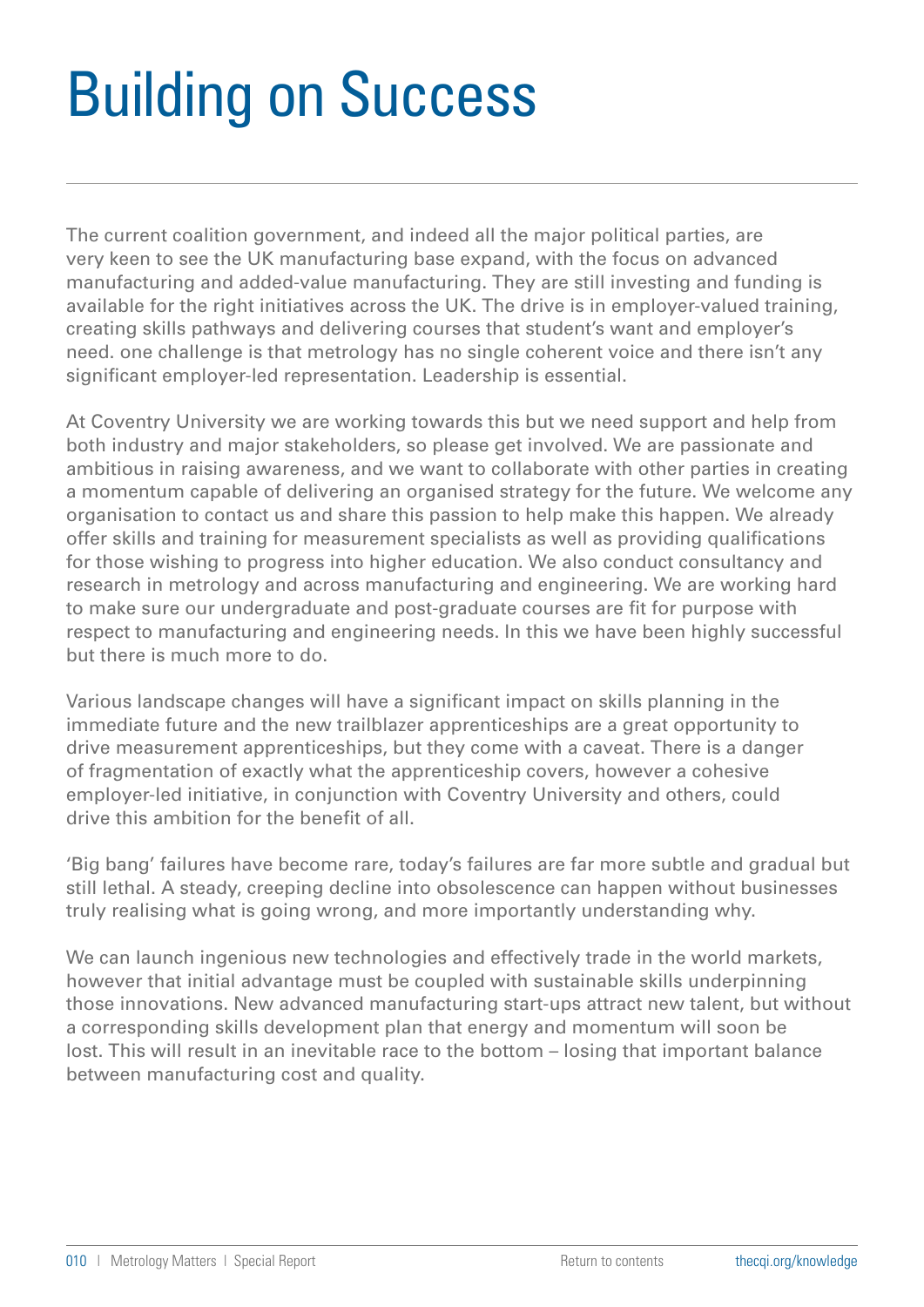# Building on Success

The current coalition government, and indeed all the major political parties, are very keen to see the UK manufacturing base expand, with the focus on advanced manufacturing and added-value manufacturing. They are still investing and funding is available for the right initiatives across the UK. The drive is in employer-valued training, creating skills pathways and delivering courses that student's want and employer's need. one challenge is that metrology has no single coherent voice and there isn't any significant employer-led representation. Leadership is essential.

At Coventry University we are working towards this but we need support and help from both industry and major stakeholders, so please get involved. We are passionate and ambitious in raising awareness, and we want to collaborate with other parties in creating a momentum capable of delivering an organised strategy for the future. We welcome any organisation to contact us and share this passion to help make this happen. We already offer skills and training for measurement specialists as well as providing qualifications for those wishing to progress into higher education. We also conduct consultancy and research in metrology and across manufacturing and engineering. We are working hard to make sure our undergraduate and post-graduate courses are fit for purpose with respect to manufacturing and engineering needs. In this we have been highly successful but there is much more to do.

Various landscape changes will have a significant impact on skills planning in the immediate future and the new trailblazer apprenticeships are a great opportunity to drive measurement apprenticeships, but they come with a caveat. There is a danger of fragmentation of exactly what the apprenticeship covers, however a cohesive employer-led initiative, in conjunction with Coventry University and others, could drive this ambition for the benefit of all.

'Big bang' failures have become rare, today's failures are far more subtle and gradual but still lethal. A steady, creeping decline into obsolescence can happen without businesses truly realising what is going wrong, and more importantly understanding why.

We can launch ingenious new technologies and effectively trade in the world markets, however that initial advantage must be coupled with sustainable skills underpinning those innovations. New advanced manufacturing start-ups attract new talent, but without a corresponding skills development plan that energy and momentum will soon be lost. This will result in an inevitable race to the bottom – losing that important balance between manufacturing cost and quality.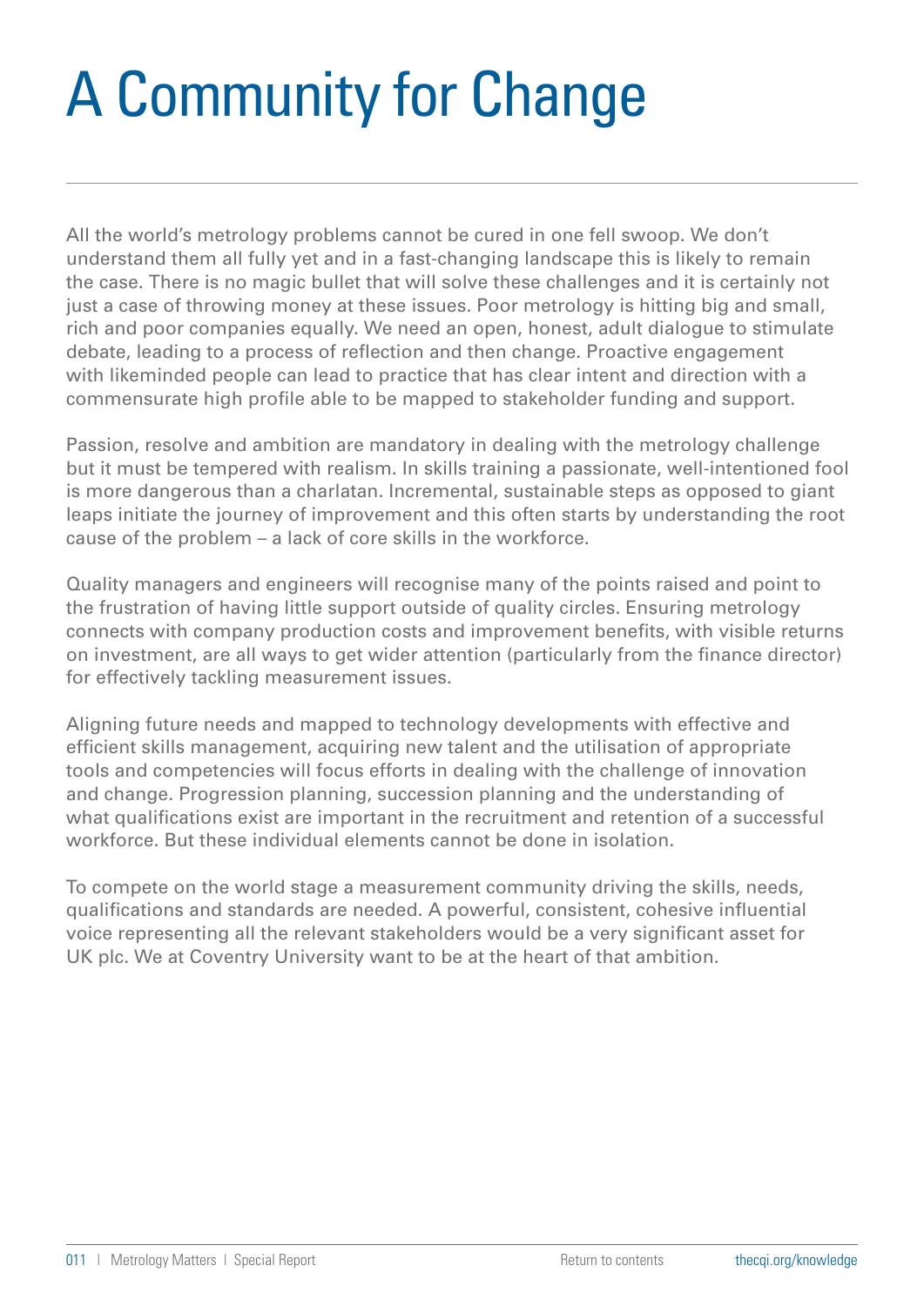# A Community for Change

All the world's metrology problems cannot be cured in one fell swoop. We don't understand them all fully yet and in a fast-changing landscape this is likely to remain the case. There is no magic bullet that will solve these challenges and it is certainly not just a case of throwing money at these issues. Poor metrology is hitting big and small, rich and poor companies equally. We need an open, honest, adult dialogue to stimulate debate, leading to a process of reflection and then change. Proactive engagement with likeminded people can lead to practice that has clear intent and direction with a commensurate high profile able to be mapped to stakeholder funding and support.

Passion, resolve and ambition are mandatory in dealing with the metrology challenge but it must be tempered with realism. In skills training a passionate, well-intentioned fool is more dangerous than a charlatan. Incremental, sustainable steps as opposed to giant leaps initiate the journey of improvement and this often starts by understanding the root cause of the problem – a lack of core skills in the workforce.

Quality managers and engineers will recognise many of the points raised and point to the frustration of having little support outside of quality circles. Ensuring metrology connects with company production costs and improvement benefits, with visible returns on investment, are all ways to get wider attention (particularly from the finance director) for effectively tackling measurement issues.

Aligning future needs and mapped to technology developments with effective and efficient skills management, acquiring new talent and the utilisation of appropriate tools and competencies will focus efforts in dealing with the challenge of innovation and change. Progression planning, succession planning and the understanding of what qualifications exist are important in the recruitment and retention of a successful workforce. But these individual elements cannot be done in isolation.

To compete on the world stage a measurement community driving the skills, needs, qualifications and standards are needed. A powerful, consistent, cohesive influential voice representing all the relevant stakeholders would be a very significant asset for UK plc. We at Coventry University want to be at the heart of that ambition.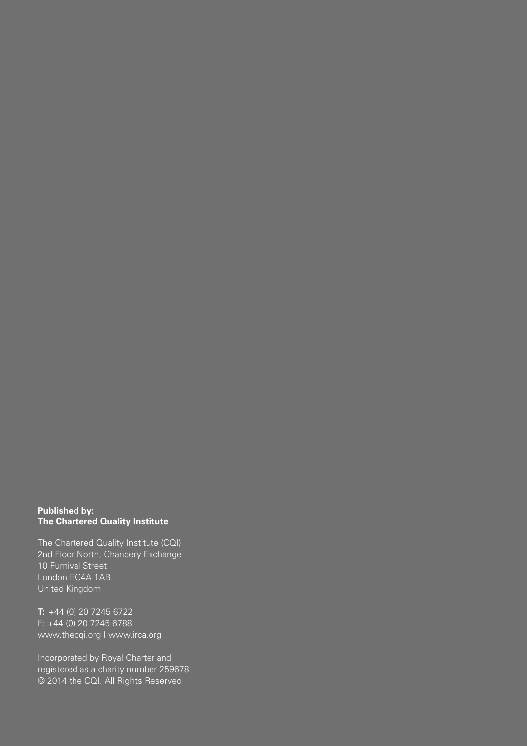**Published by:**
**The Chartered Quality Institute**

The Chartered Quality Institute (CQI)
2nd Floor North, Chancery Exchange
10 Furnival Street
London EC4A 1AB
United Kingdom

**T:** +44 (0) 20 7245 6722
F: +44 (0) 20 7245 6788
www.thecqi.org I www.irca.org

Incorporated by Royal Charter and
registered as a charity number 259678
© 2014 the CQI. All Rights Reserved